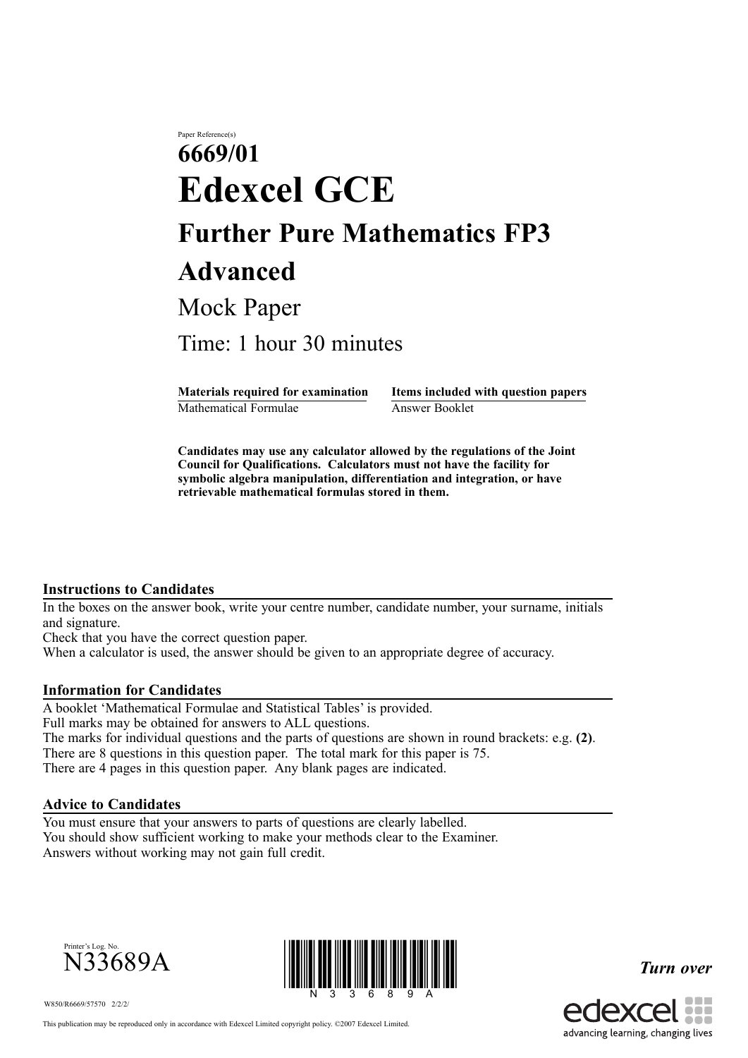Paper Reference(s)

# 6669/01

# Edexcel GCE

## Further Pure Mathematics FP3

## Advanced

Mock Paper

Time: 1 hour 30 minutes

| Materials required for examination | Items included with question papers |
| --- | --- |
| Mathematical Formulae | Answer Booklet |

**Candidates may use any calculator allowed by the regulations of the Joint Council for Qualifications. Calculators must not have the facility for symbolic algebra manipulation, differentiation and integration, or have retrievable mathematical formulas stored in them.**

### Instructions to Candidates

In the boxes on the answer book, write your centre number, candidate number, your surname, initials and signature.
Check that you have the correct question paper.
When a calculator is used, the answer should be given to an appropriate degree of accuracy.

### Information for Candidates

A booklet 'Mathematical Formulae and Statistical Tables' is provided.
Full marks may be obtained for answers to ALL questions.
The marks for individual questions and the parts of questions are shown in round brackets: e.g. **(2)**.
There are 8 questions in this question paper. The total mark for this paper is 75.
There are 4 pages in this question paper. Any blank pages are indicated.

### Advice to Candidates

You must ensure that your answers to parts of questions are clearly labelled.
You should show sufficient working to make your methods clear to the Examiner.
Answers without working may not gain full credit.

Printer's Log. No.

N33689A

W850/R6669/57570 2/2/2/

*Turn over*

This publication may be reproduced only in accordance with Edexcel Limited copyright policy. ©2007 Edexcel Limited.

edexcel

advancing learning, changing lives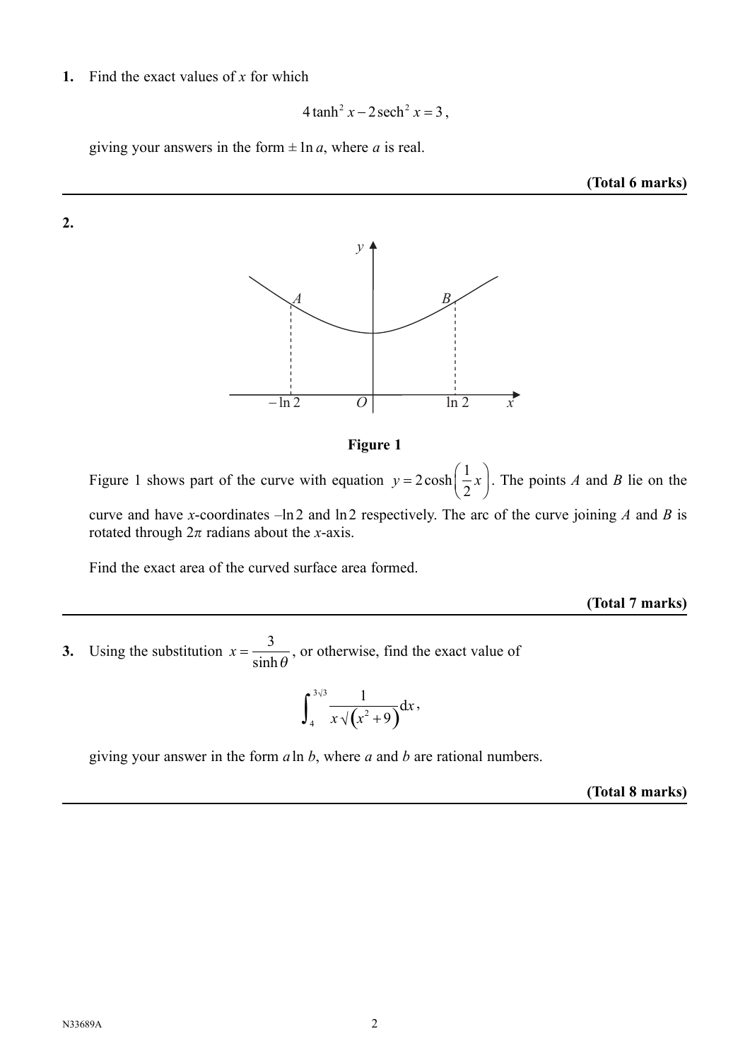**1.** Find the exact values of $x$ for which

$$4\tanh^2 x - 2\operatorname{sech}^2 x = 3,$$

giving your answers in the form $\pm \ln a$, where $a$ is real.

**(Total 6 marks)**

---

**2.**

**Figure 1**

Figure 1 shows part of the curve with equation $y = 2\cosh\left(\frac{1}{2}x\right)$. The points $A$ and $B$ lie on the curve and have $x$-coordinates $-\ln 2$ and $\ln 2$ respectively. The arc of the curve joining $A$ and $B$ is rotated through $2\pi$ radians about the $x$-axis.

Find the exact area of the curved surface area formed.

**(Total 7 marks)**

---

**3.** Using the substitution $x = \dfrac{3}{\sinh\theta}$, or otherwise, find the exact value of

$$\int_4^{3\sqrt{3}} \frac{1}{x\sqrt{(x^2+9)}}\,\mathrm{d}x,$$

giving your answer in the form $a\ln b$, where $a$ and $b$ are rational numbers.

**(Total 8 marks)**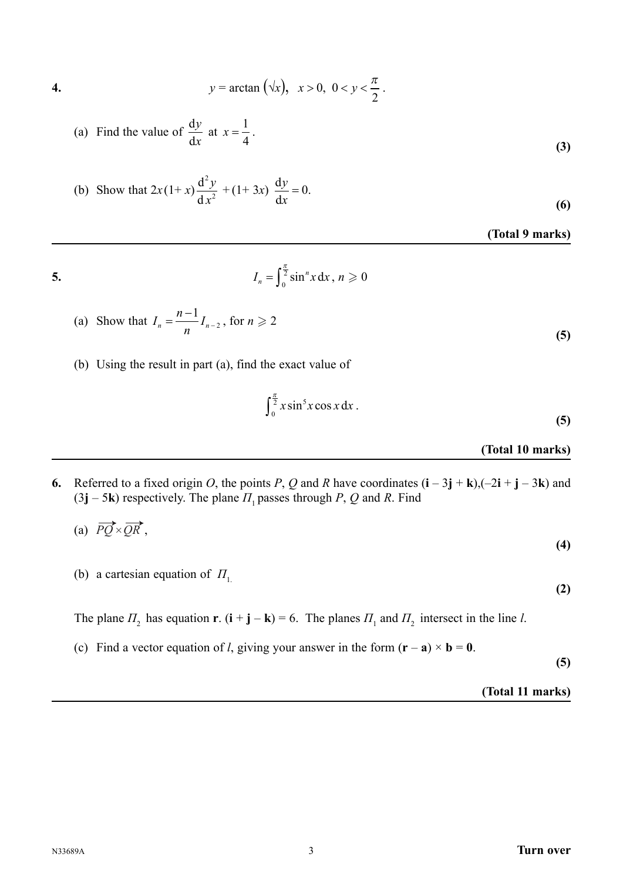**4.** $$y = \arctan\left(\sqrt{x}\right), \quad x > 0, \; 0 < y < \frac{\pi}{2}.$$

(a) Find the value of $\dfrac{\mathrm{d}y}{\mathrm{d}x}$ at $x = \dfrac{1}{4}$.

**(3)**

(b) Show that $2x(1+x)\dfrac{\mathrm{d}^2 y}{\mathrm{d}x^2} + (1+3x)\dfrac{\mathrm{d}y}{\mathrm{d}x} = 0.$

**(6)**

**(Total 9 marks)**

---

**5.** $$I_n = \int_0^{\frac{\pi}{2}} \sin^n x \, \mathrm{d}x, \; n \geqslant 0$$

(a) Show that $I_n = \dfrac{n-1}{n} I_{n-2}$, for $n \geqslant 2$

**(5)**

(b) Using the result in part (a), find the exact value of

$$\int_0^{\frac{\pi}{2}} x \sin^5 x \cos x \, \mathrm{d}x.$$

**(5)**

**(Total 10 marks)**

---

**6.** Referred to a fixed origin $O$, the points $P$, $Q$ and $R$ have coordinates $(\mathbf{i} - 3\mathbf{j} + \mathbf{k})$, $(-2\mathbf{i} + \mathbf{j} - 3\mathbf{k})$ and $(3\mathbf{j} - 5\mathbf{k})$ respectively. The plane $\Pi_1$ passes through $P$, $Q$ and $R$. Find

(a) $\overrightarrow{PQ} \times \overrightarrow{QR}$,

**(4)**

(b) a cartesian equation of $\Pi_1$.

**(2)**

The plane $\Pi_2$ has equation $\mathbf{r} . (\mathbf{i} + \mathbf{j} - \mathbf{k}) = 6$. The planes $\Pi_1$ and $\Pi_2$ intersect in the line $l$.

(c) Find a vector equation of $l$, giving your answer in the form $(\mathbf{r} - \mathbf{a}) \times \mathbf{b} = \mathbf{0}$.

**(5)**

**(Total 11 marks)**

---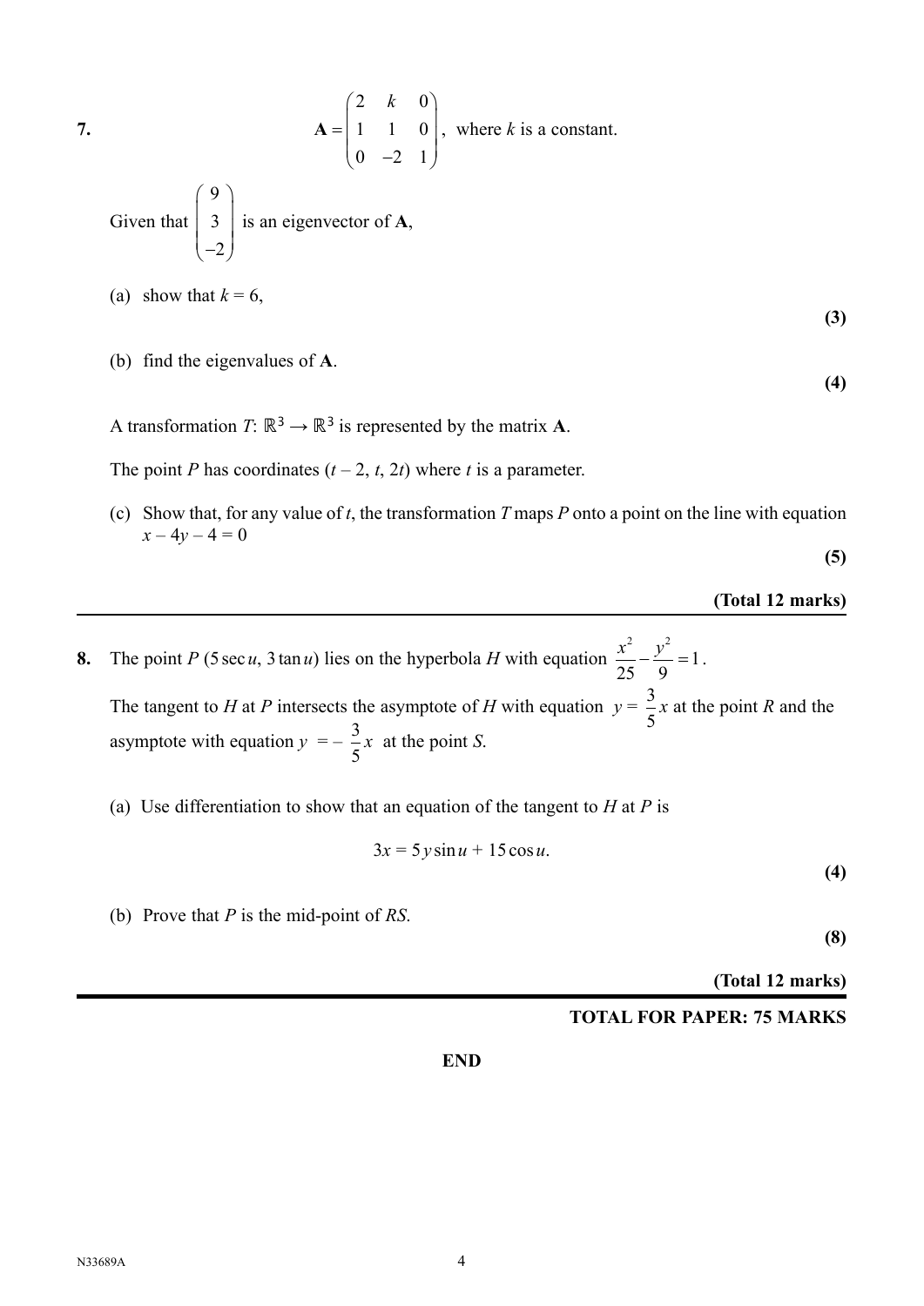**7.**

$$\mathbf{A} = \begin{pmatrix} 2 & k & 0 \\ 1 & 1 & 0 \\ 0 & -2 & 1 \end{pmatrix}, \text{ where } k \text{ is a constant.}$$

Given that $\begin{pmatrix} 9 \\ 3 \\ -2 \end{pmatrix}$ is an eigenvector of **A**,

(a) show that $k = 6$,

**(3)**

(b) find the eigenvalues of **A**.

**(4)**

A transformation $T: \mathbb{R}^3 \to \mathbb{R}^3$ is represented by the matrix **A**.

The point $P$ has coordinates $(t - 2, t, 2t)$ where $t$ is a parameter.

(c) Show that, for any value of $t$, the transformation $T$ maps $P$ onto a point on the line with equation $x - 4y - 4 = 0$

**(5)**

**(Total 12 marks)**

---

**8.** The point $P$ $(5\sec u, 3\tan u)$ lies on the hyperbola $H$ with equation $\dfrac{x^2}{25} - \dfrac{y^2}{9} = 1$.

The tangent to $H$ at $P$ intersects the asymptote of $H$ with equation $y = \dfrac{3}{5}x$ at the point $R$ and the asymptote with equation $y = -\dfrac{3}{5}x$ at the point $S$.

(a) Use differentiation to show that an equation of the tangent to $H$ at $P$ is

$$3x = 5y\sin u + 15\cos u.$$

**(4)**

(b) Prove that $P$ is the mid-point of $RS$.

**(8)**

**(Total 12 marks)**

---

**TOTAL FOR PAPER: 75 MARKS**

**END**